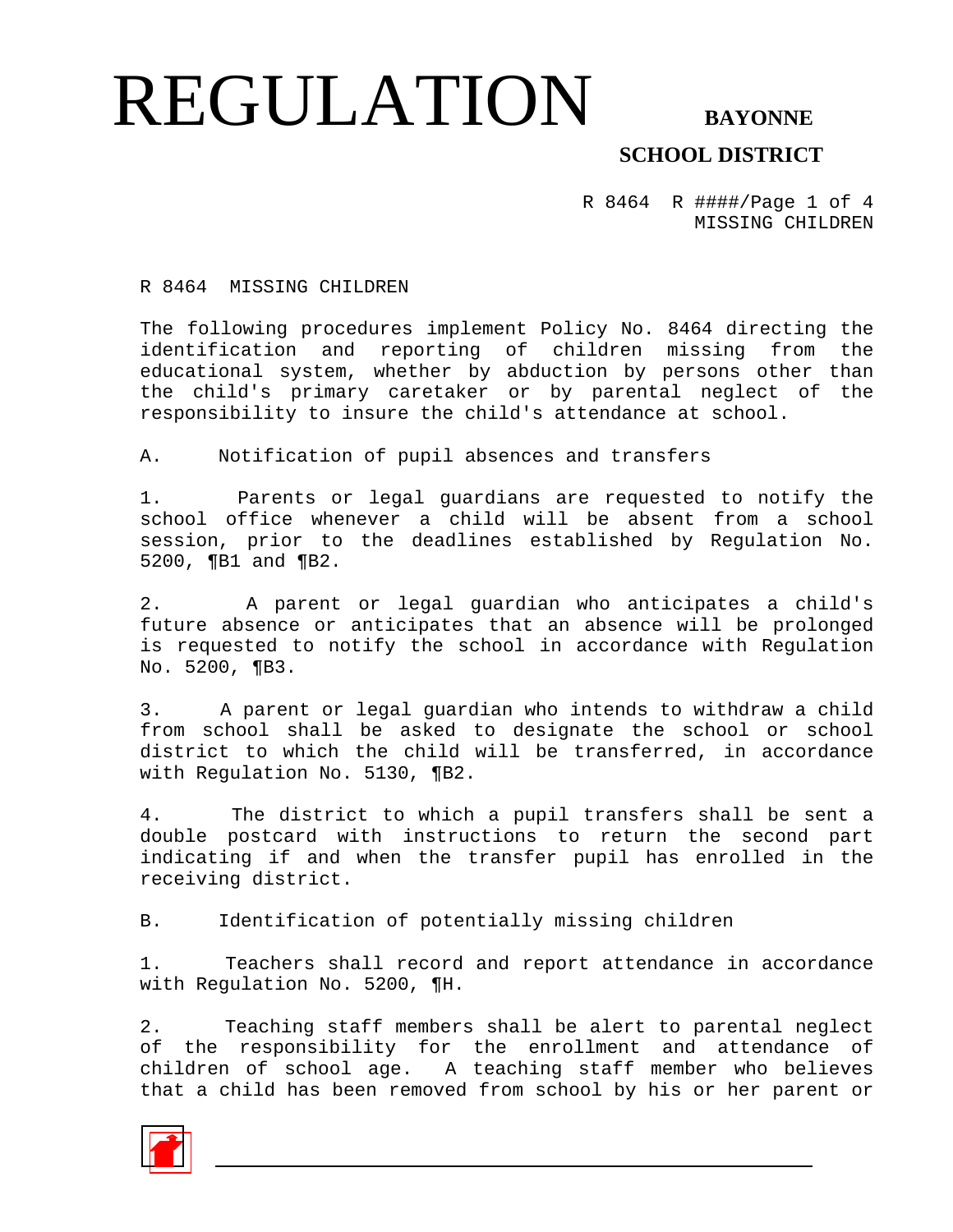# REGULATION

**BAYONNE**

**SCHOOL DISTRICT**

## R 8464 MISSING CHILDREN

The following procedures implement Policy No. 8464 directing the identification and reporting of children missing from the educational system, whether by abduction by persons other than the child's primary caretaker or by parental neglect of the responsibility to insure the child's attendance at school.

A. Notification of pupil absences and transfers

1. Parents or legal guardians are requested to notify the school office whenever a child will be absent from a school session, prior to the deadlines established by Regulation No. 5200, ¶B1 and ¶B2.

2. A parent or legal guardian who anticipates a child's future absence or anticipates that an absence will be prolonged is requested to notify the school in accordance with Regulation No. 5200, ¶B3.

3. A parent or legal guardian who intends to withdraw a child from school shall be asked to designate the school or school district to which the child will be transferred, in accordance with Regulation No. 5130, ¶B2.

4. The district to which a pupil transfers shall be sent a double postcard with instructions to return the second part indicating if and when the transfer pupil has enrolled in the receiving district.

B. Identification of potentially missing children

1. Teachers shall record and report attendance in accordance with Regulation No. 5200, ¶H.

2. Teaching staff members shall be alert to parental neglect of the responsibility for the enrollment and attendance of children of school age. A teaching staff member who believes that a child has been removed from school by his or her parent or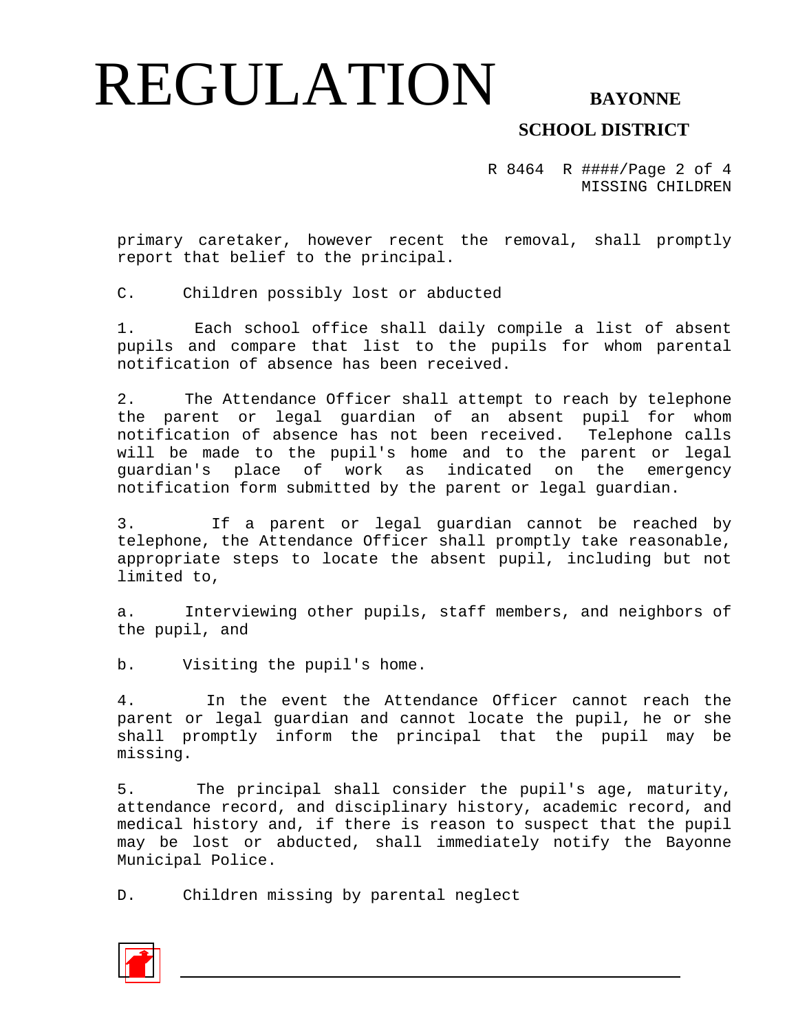primary caretaker, however recent the removal, shall promptly report that belief to the principal.

C. Children possibly lost or abducted

1. Each school office shall daily compile a list of absent pupils and compare that list to the pupils for whom parental notification of absence has been received.

2. The Attendance Officer shall attempt to reach by telephone the parent or legal guardian of an absent pupil for whom notification of absence has not been received. Telephone calls will be made to the pupil's home and to the parent or legal guardian's place of work as indicated on the emergency notification form submitted by the parent or legal guardian.

3. If a parent or legal guardian cannot be reached by telephone, the Attendance Officer shall promptly take reasonable, appropriate steps to locate the absent pupil, including but not limited to,

a. Interviewing other pupils, staff members, and neighbors of the pupil, and

b. Visiting the pupil's home.

4. In the event the Attendance Officer cannot reach the parent or legal guardian and cannot locate the pupil, he or she shall promptly inform the principal that the pupil may be missing.

5. The principal shall consider the pupil's age, maturity, attendance record, and disciplinary history, academic record, and medical history and, if there is reason to suspect that the pupil may be lost or abducted, shall immediately notify the Bayonne Municipal Police.

D. Children missing by parental neglect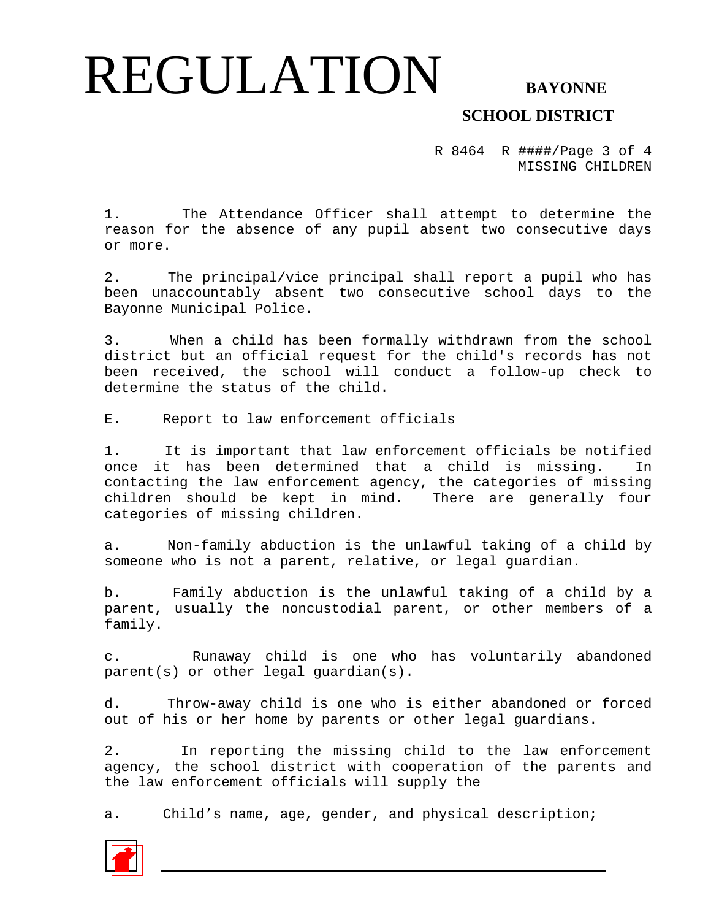1. The Attendance Officer shall attempt to determine the reason for the absence of any pupil absent two consecutive days or more.

2. The principal/vice principal shall report a pupil who has been unaccountably absent two consecutive school days to the Bayonne Municipal Police.

3. When a child has been formally withdrawn from the school district but an official request for the child's records has not been received, the school will conduct a follow-up check to determine the status of the child.

E. Report to law enforcement officials

1. It is important that law enforcement officials be notified once it has been determined that a child is missing. In contacting the law enforcement agency, the categories of missing children should be kept in mind. There are generally four categories of missing children.

a. Non-family abduction is the unlawful taking of a child by someone who is not a parent, relative, or legal guardian.

b. Family abduction is the unlawful taking of a child by a parent, usually the noncustodial parent, or other members of a family.

c. Runaway child is one who has voluntarily abandoned parent(s) or other legal guardian(s).

d. Throw-away child is one who is either abandoned or forced out of his or her home by parents or other legal guardians.

2. In reporting the missing child to the law enforcement agency, the school district with cooperation of the parents and the law enforcement officials will supply the

a. Child's name, age, gender, and physical description;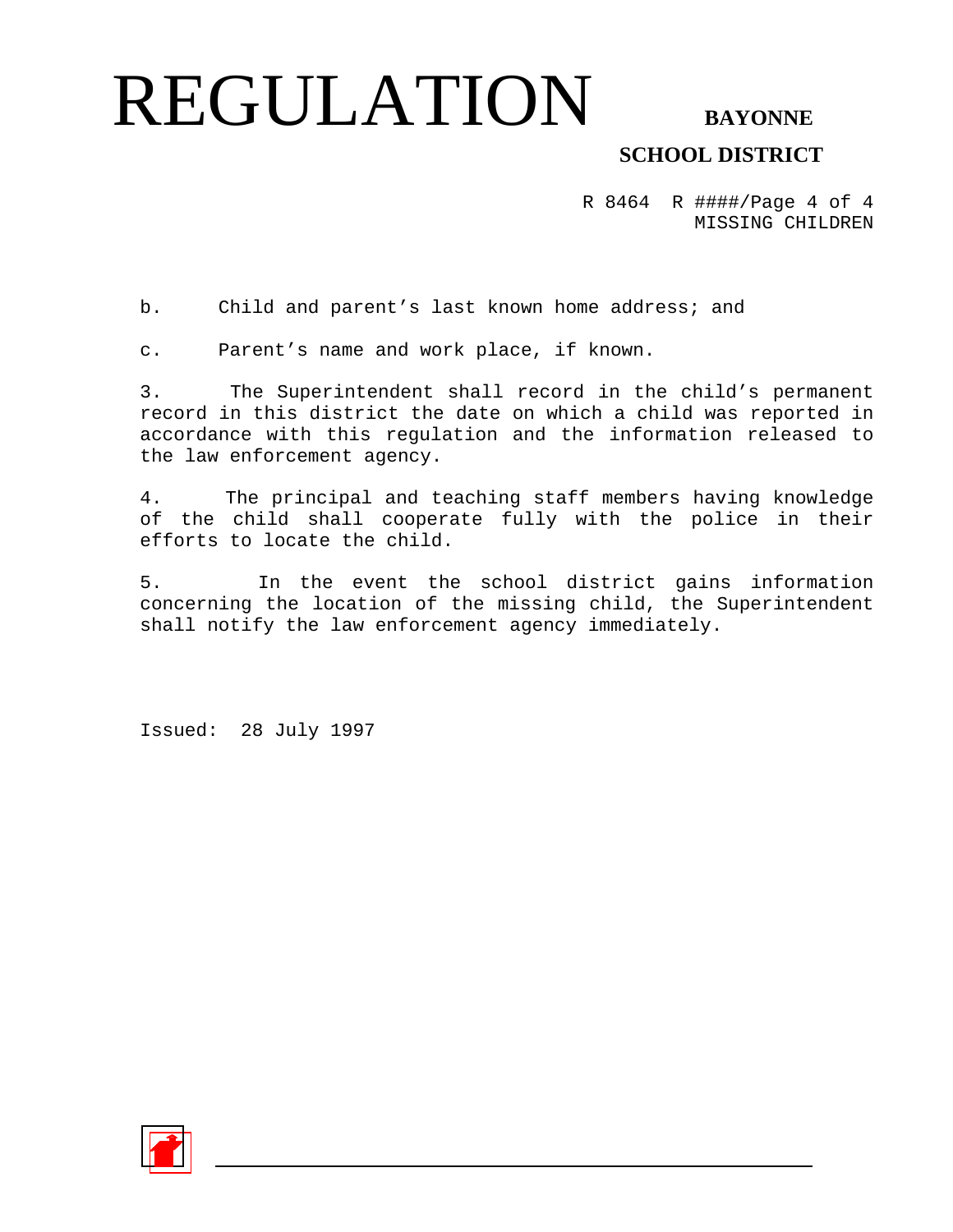b. Child and parent's last known home address; and

c. Parent's name and work place, if known.

3. The Superintendent shall record in the child's permanent record in this district the date on which a child was reported in accordance with this regulation and the information released to the law enforcement agency.

4. The principal and teaching staff members having knowledge of the child shall cooperate fully with the police in their efforts to locate the child.

5. In the event the school district gains information concerning the location of the missing child, the Superintendent shall notify the law enforcement agency immediately.

Issued: 28 July 1997